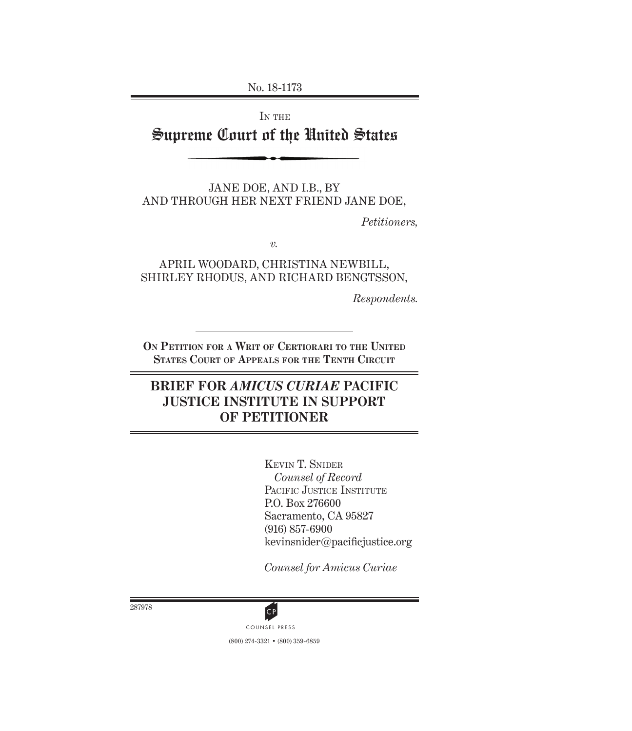No. 18-1173

IN THE

# Supreme Court of the United States

JANE DOE, AND I.B., BY AND THROUGH HER NEXT FRIEND JANE DOE,

*Petitioners,*

*v.*

APRIL WOODARD, CHRISTINA NEWBILL, SHIRLEY RHODUS, AND RICHARD BENGTSSON,

*Respondents.*

**ON PETITION FOR A WRIT OF CERTIORARI TO THE UNITED STATES COURT OF APPEALS FOR THE TENTH CIRCUIT**

## BRIEF FOR *AMICUS CURIAE* PACIFIC JUSTICE INSTITUTE IN SUPPORT OF PETITIONER

KEVIN T. SNIDER
*Counsel of Record*
PACIFIC JUSTICE INSTITUTE
P.O. Box 276600
Sacramento, CA 95827
(916) 857-6900
kevinsnider@pacificjustice.org

*Counsel for Amicus Curiae*

287978

COUNSEL PRESS

(800) 274-3321 • (800) 359-6859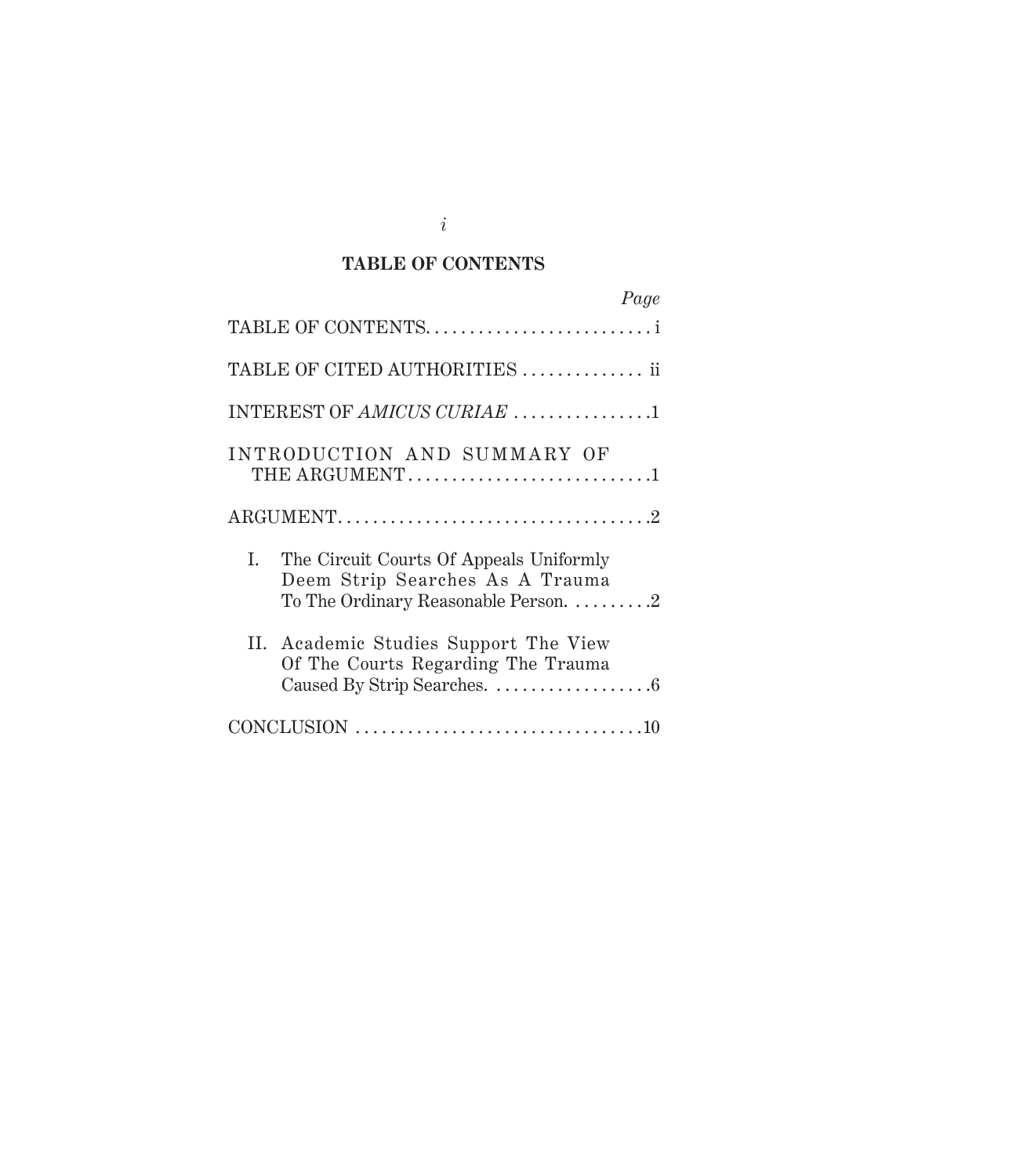## TABLE OF CONTENTS

| | Page |
|---|---|
| TABLE OF CONTENTS | i |
| TABLE OF CITED AUTHORITIES | ii |
| INTEREST OF *AMICUS CURIAE* | 1 |
| INTRODUCTION AND SUMMARY OF THE ARGUMENT | 1 |
| ARGUMENT | 2 |
| I. The Circuit Courts Of Appeals Uniformly Deem Strip Searches As A Trauma To The Ordinary Reasonable Person. | 2 |
| II. Academic Studies Support The View Of The Courts Regarding The Trauma Caused By Strip Searches. | 6 |
| CONCLUSION | 10 |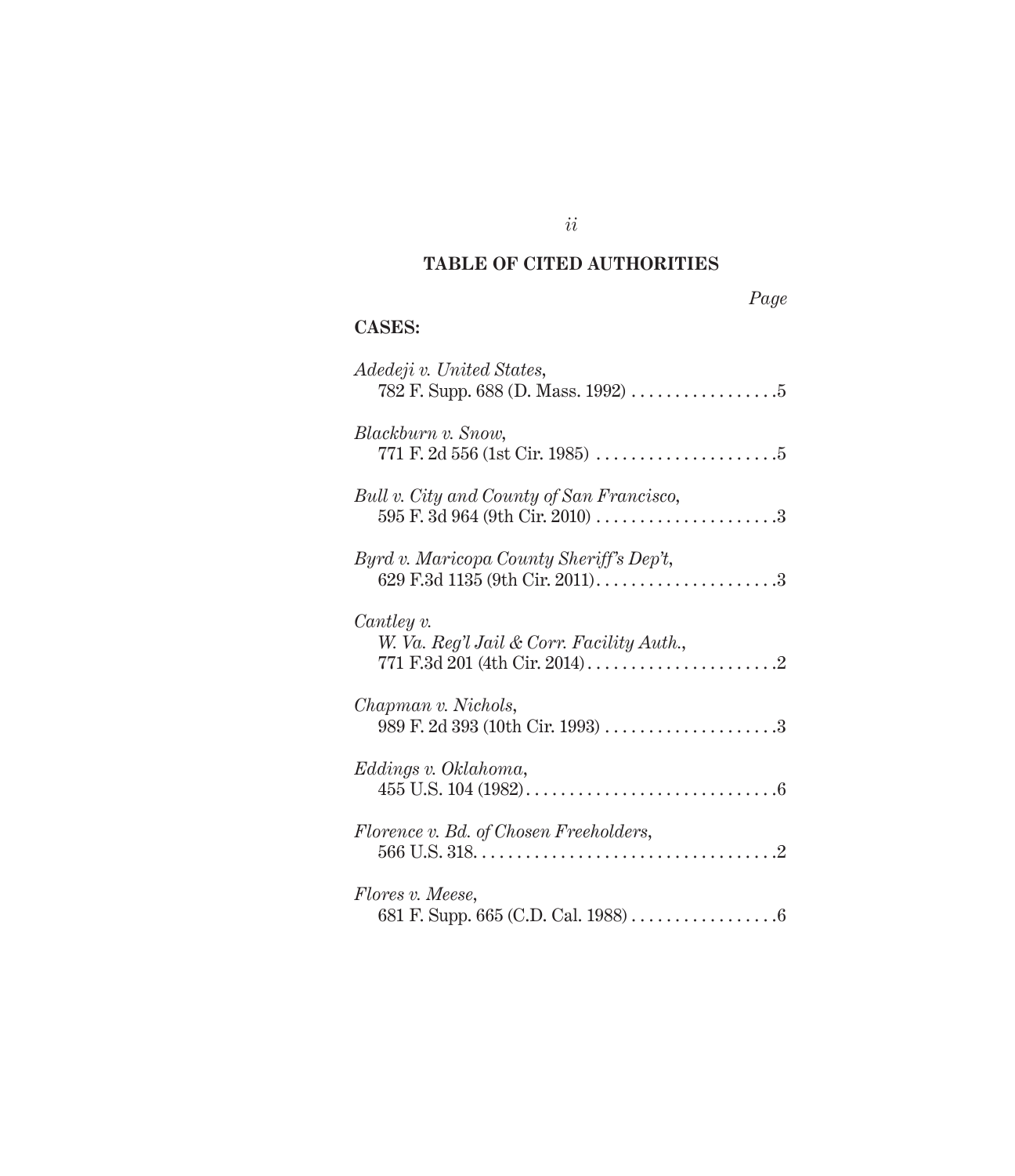## TABLE OF CITED AUTHORITIES

*Page*

**CASES:**

*Adedeji v. United States*,
782 F. Supp. 688 (D. Mass. 1992) . . . . . . . . . . . . . . . . . 5

*Blackburn v. Snow*,
771 F. 2d 556 (1st Cir. 1985) . . . . . . . . . . . . . . . . . . . . . 5

*Bull v. City and County of San Francisco*,
595 F. 3d 964 (9th Cir. 2010) . . . . . . . . . . . . . . . . . . . . . 3

*Byrd v. Maricopa County Sheriff's Dep't*,
629 F.3d 1135 (9th Cir. 2011). . . . . . . . . . . . . . . . . . . . . 3

*Cantley v. W. Va. Reg'l Jail & Corr. Facility Auth.*,
771 F.3d 201 (4th Cir. 2014) . . . . . . . . . . . . . . . . . . . . . . 2

*Chapman v. Nichols*,
989 F. 2d 393 (10th Cir. 1993) . . . . . . . . . . . . . . . . . . . . 3

*Eddings v. Oklahoma*,
455 U.S. 104 (1982) . . . . . . . . . . . . . . . . . . . . . . . . . . . . . 6

*Florence v. Bd. of Chosen Freeholders*,
566 U.S. 318. . . . . . . . . . . . . . . . . . . . . . . . . . . . . . . . . . . 2

*Flores v. Meese*,
681 F. Supp. 665 (C.D. Cal. 1988) . . . . . . . . . . . . . . . . . 6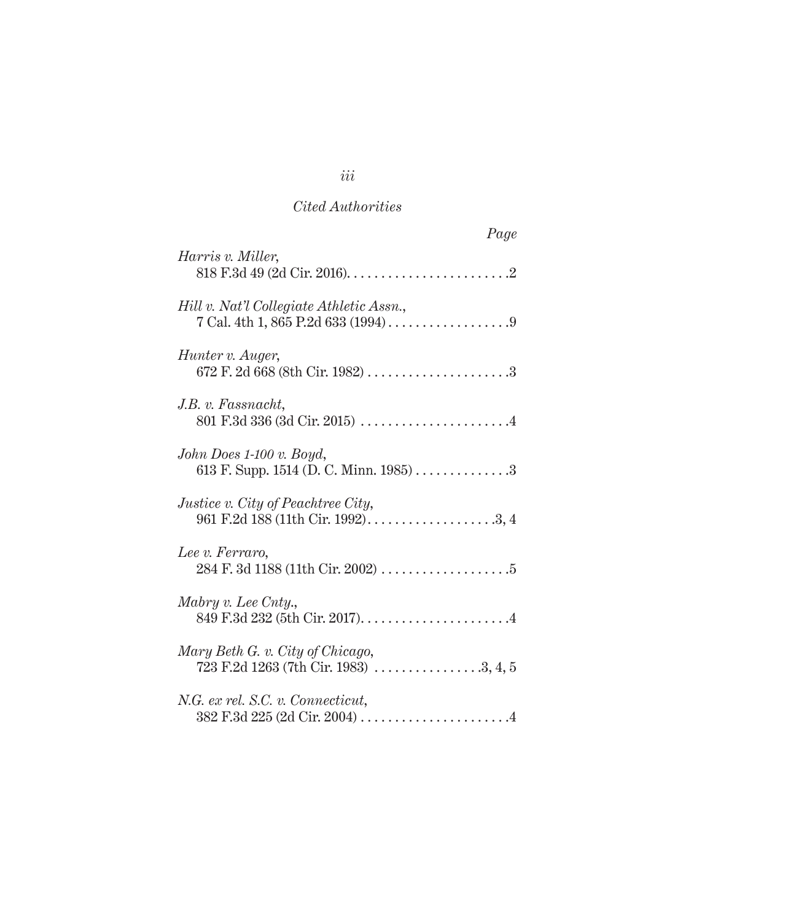*Cited Authorities*

*Page*

*Harris v. Miller*,
818 F.3d 49 (2d Cir. 2016). . . . . . . . . . . . . . . . . . . . . . . . .2

*Hill v. Nat'l Collegiate Athletic Assn.*,
7 Cal. 4th 1, 865 P.2d 633 (1994) . . . . . . . . . . . . . . . . . . .9

*Hunter v. Auger*,
672 F. 2d 668 (8th Cir. 1982) . . . . . . . . . . . . . . . . . . . . . .3

*J.B. v. Fassnacht*,
801 F.3d 336 (3d Cir. 2015) . . . . . . . . . . . . . . . . . . . . . . .4

*John Does 1-100 v. Boyd*,
613 F. Supp. 1514 (D. C. Minn. 1985) . . . . . . . . . . . . . .3

*Justice v. City of Peachtree City*,
961 F.2d 188 (11th Cir. 1992). . . . . . . . . . . . . . . . . . . .3, 4

*Lee v. Ferraro*,
284 F. 3d 1188 (11th Cir. 2002) . . . . . . . . . . . . . . . . . . . .5

*Mabry v. Lee Cnty.*,
849 F.3d 232 (5th Cir. 2017). . . . . . . . . . . . . . . . . . . . . . .4

*Mary Beth G. v. City of Chicago*,
723 F.2d 1263 (7th Cir. 1983) . . . . . . . . . . . . . . . . .3, 4, 5

*N.G. ex rel. S.C. v. Connecticut*,
382 F.3d 225 (2d Cir. 2004) . . . . . . . . . . . . . . . . . . . . . . .4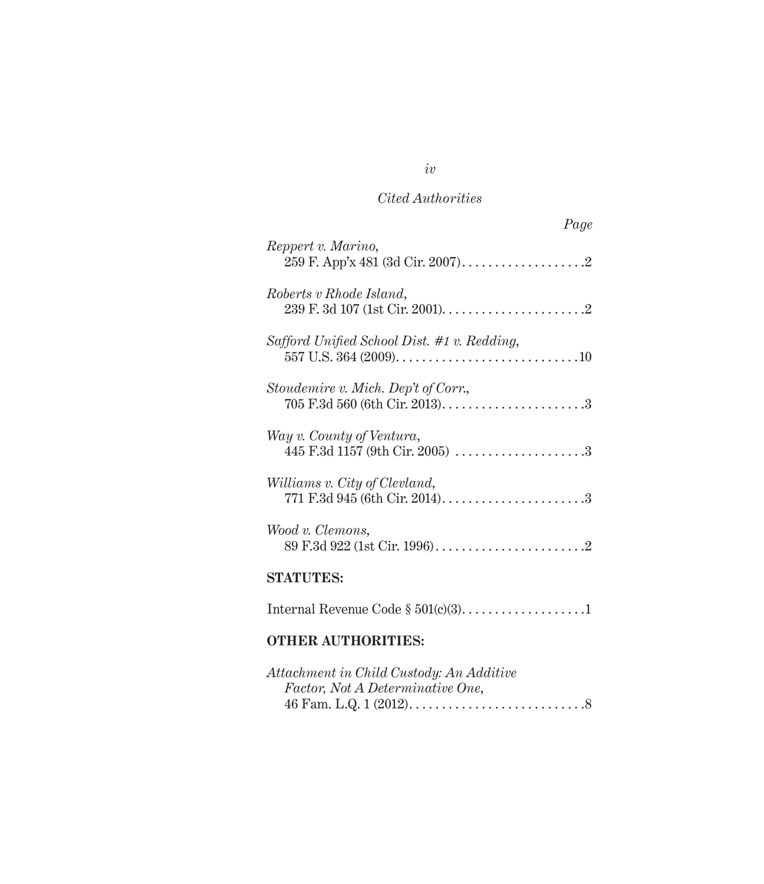*Cited Authorities*

*Page*

*Reppert v. Marino*,
259 F. App'x 481 (3d Cir. 2007) . . . . . . . . . . . . . . . . . . .2

*Roberts v Rhode Island*,
239 F. 3d 107 (1st Cir. 2001). . . . . . . . . . . . . . . . . . . . . .2

*Safford Unified School Dist. #1 v. Redding*,
557 U.S. 364 (2009). . . . . . . . . . . . . . . . . . . . . . . . . . . .10

*Stoudemire v. Mich. Dep't of Corr.*,
705 F.3d 560 (6th Cir. 2013). . . . . . . . . . . . . . . . . . . . . .3

*Way v. County of Ventura*,
445 F.3d 1157 (9th Cir. 2005) . . . . . . . . . . . . . . . . . . . .3

*Williams v. City of Clevland*,
771 F.3d 945 (6th Cir. 2014). . . . . . . . . . . . . . . . . . . . . .3

*Wood v. Clemons*,
89 F.3d 922 (1st Cir. 1996) . . . . . . . . . . . . . . . . . . . . . . .2

**STATUTES:**

Internal Revenue Code § 501(c)(3). . . . . . . . . . . . . . . . . . .1

**OTHER AUTHORITIES:**

*Attachment in Child Custody: An Additive Factor, Not A Determinative One*,
46 Fam. L.Q. 1 (2012). . . . . . . . . . . . . . . . . . . . . . . . . . .8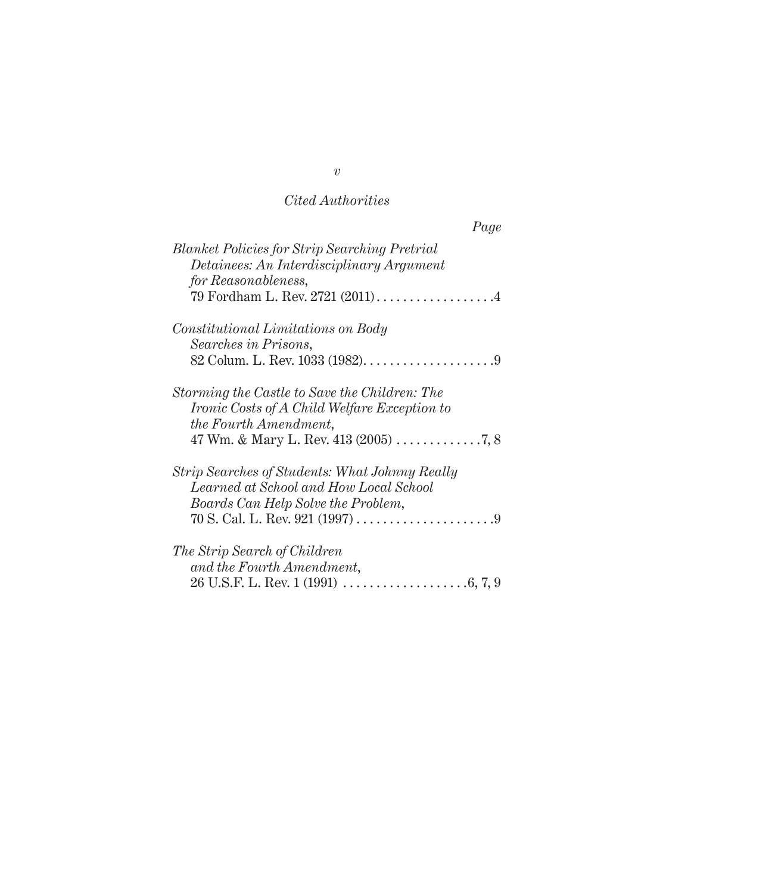*Cited Authorities*

*Page*

*Blanket Policies for Strip Searching Pretrial Detainees: An Interdisciplinary Argument for Reasonableness*, 79 Fordham L. Rev. 2721 (2011) . . . . . . . . . . . . . . . . . . .4

*Constitutional Limitations on Body Searches in Prisons*, 82 Colum. L. Rev. 1033 (1982). . . . . . . . . . . . . . . . . . . . .9

*Storming the Castle to Save the Children: The Ironic Costs of A Child Welfare Exception to the Fourth Amendment*, 47 Wm. & Mary L. Rev. 413 (2005) . . . . . . . . . . . . .7, 8

*Strip Searches of Students: What Johnny Really Learned at School and How Local School Boards Can Help Solve the Problem*, 70 S. Cal. L. Rev. 921 (1997) . . . . . . . . . . . . . . . . . . . . . .9

*The Strip Search of Children and the Fourth Amendment*, 26 U.S.F. L. Rev. 1 (1991) . . . . . . . . . . . . . . . . . . . .6, 7, 9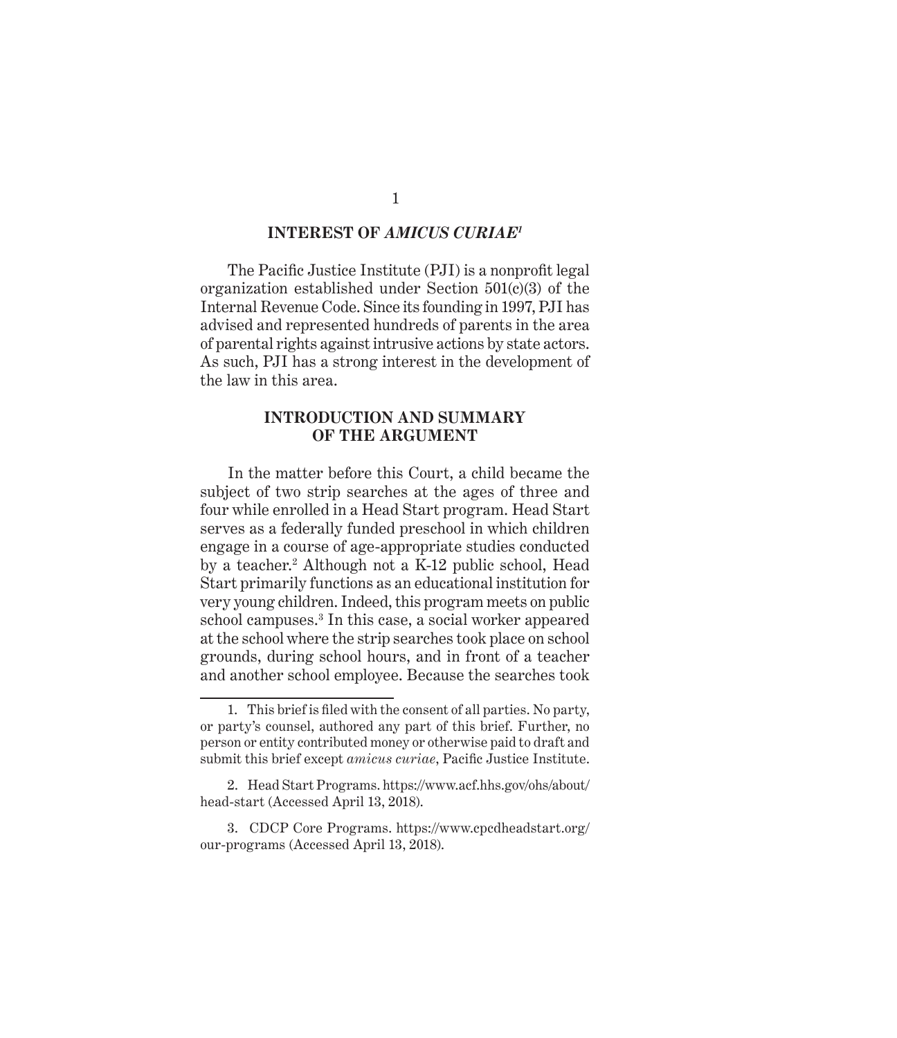## INTEREST OF *AMICUS CURIAE*[1]

The Pacific Justice Institute (PJI) is a nonprofit legal organization established under Section 501(c)(3) of the Internal Revenue Code. Since its founding in 1997, PJI has advised and represented hundreds of parents in the area of parental rights against intrusive actions by state actors. As such, PJI has a strong interest in the development of the law in this area.

## INTRODUCTION AND SUMMARY OF THE ARGUMENT

In the matter before this Court, a child became the subject of two strip searches at the ages of three and four while enrolled in a Head Start program. Head Start serves as a federally funded preschool in which children engage in a course of age-appropriate studies conducted by a teacher.[2] Although not a K-12 public school, Head Start primarily functions as an educational institution for very young children. Indeed, this program meets on public school campuses.[3] In this case, a social worker appeared at the school where the strip searches took place on school grounds, during school hours, and in front of a teacher and another school employee. Because the searches took

---

1. This brief is filed with the consent of all parties. No party, or party's counsel, authored any part of this brief. Further, no person or entity contributed money or otherwise paid to draft and submit this brief except *amicus curiae*, Pacific Justice Institute.

2. Head Start Programs. https://www.acf.hhs.gov/ohs/about/head-start (Accessed April 13, 2018).

3. CDCP Core Programs. https://www.cpcdheadstart.org/our-programs (Accessed April 13, 2018).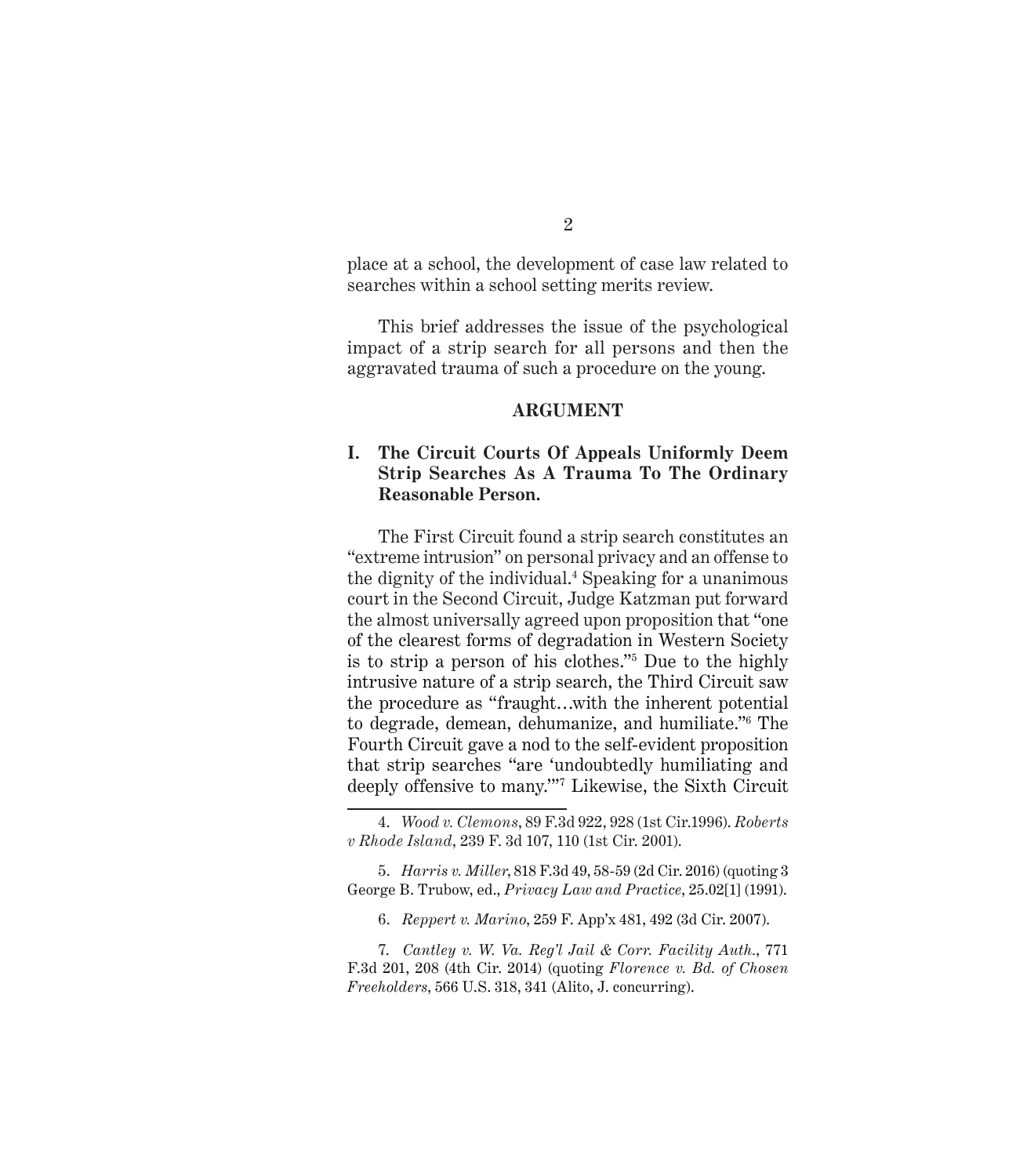place at a school, the development of case law related to searches within a school setting merits review.

This brief addresses the issue of the psychological impact of a strip search for all persons and then the aggravated trauma of such a procedure on the young.

## ARGUMENT

### I. The Circuit Courts Of Appeals Uniformly Deem Strip Searches As A Trauma To The Ordinary Reasonable Person.

The First Circuit found a strip search constitutes an "extreme intrusion" on personal privacy and an offense to the dignity of the individual.[4] Speaking for a unanimous court in the Second Circuit, Judge Katzman put forward the almost universally agreed upon proposition that "one of the clearest forms of degradation in Western Society is to strip a person of his clothes."[5] Due to the highly intrusive nature of a strip search, the Third Circuit saw the procedure as "fraught…with the inherent potential to degrade, demean, dehumanize, and humiliate."[6] The Fourth Circuit gave a nod to the self-evident proposition that strip searches "are 'undoubtedly humiliating and deeply offensive to many.'"[7] Likewise, the Sixth Circuit

---

4. *Wood v. Clemons*, 89 F.3d 922, 928 (1st Cir.1996). *Roberts v Rhode Island*, 239 F. 3d 107, 110 (1st Cir. 2001).

5. *Harris v. Miller*, 818 F.3d 49, 58-59 (2d Cir. 2016) (quoting 3 George B. Trubow, ed., *Privacy Law and Practice*, 25.02[1] (1991).

6. *Reppert v. Marino*, 259 F. App'x 481, 492 (3d Cir. 2007).

7. *Cantley v. W. Va. Reg'l Jail & Corr. Facility Auth.*, 771 F.3d 201, 208 (4th Cir. 2014) (quoting *Florence v. Bd. of Chosen Freeholders*, 566 U.S. 318, 341 (Alito, J. concurring).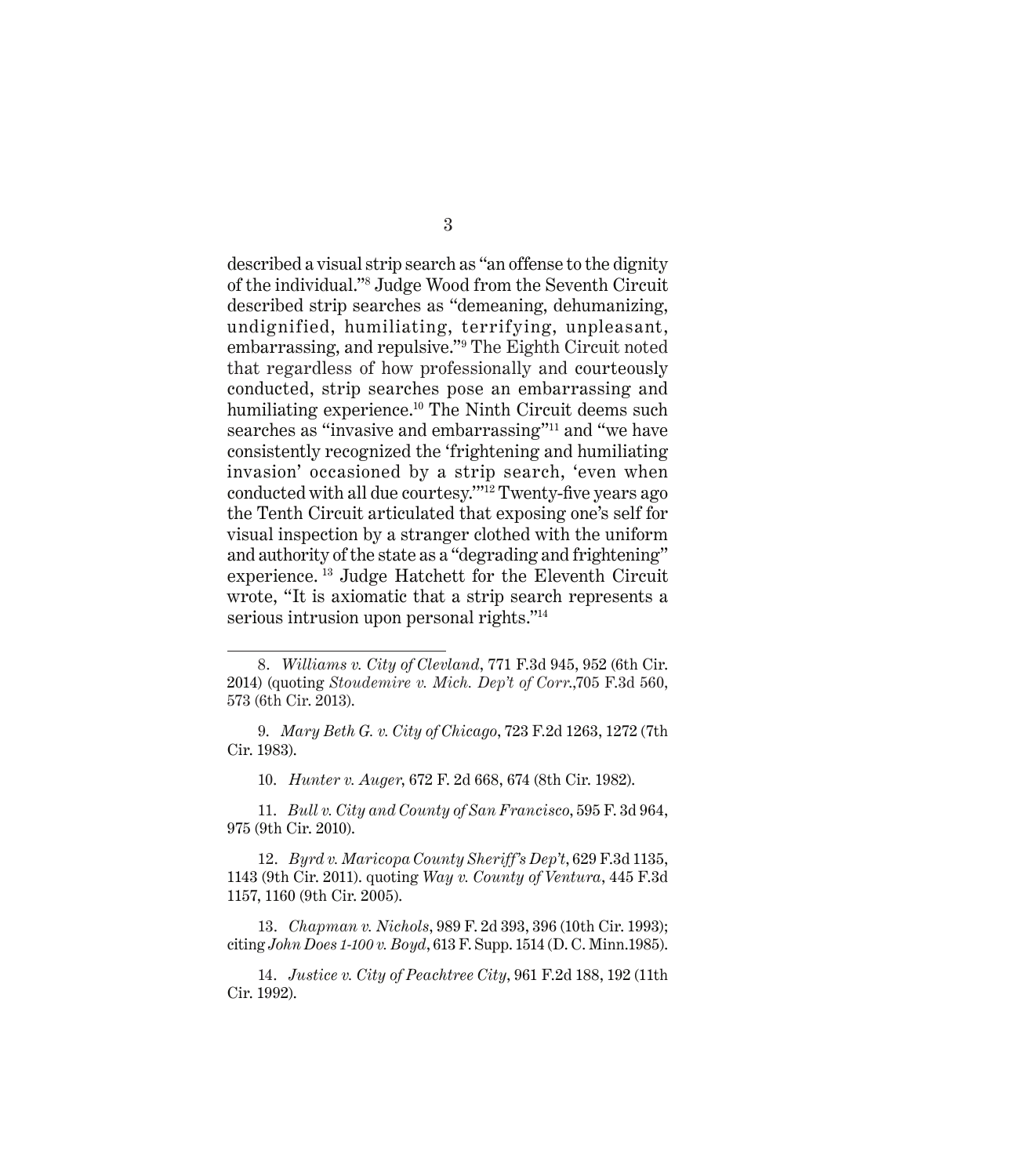described a visual strip search as "an offense to the dignity of the individual."[8] Judge Wood from the Seventh Circuit described strip searches as "demeaning, dehumanizing, undignified, humiliating, terrifying, unpleasant, embarrassing, and repulsive."[9] The Eighth Circuit noted that regardless of how professionally and courteously conducted, strip searches pose an embarrassing and humiliating experience.[10] The Ninth Circuit deems such searches as "invasive and embarrassing"[11] and "we have consistently recognized the 'frightening and humiliating invasion' occasioned by a strip search, 'even when conducted with all due courtesy.'"[12] Twenty-five years ago the Tenth Circuit articulated that exposing one's self for visual inspection by a stranger clothed with the uniform and authority of the state as a "degrading and frightening" experience. [13] Judge Hatchett for the Eleventh Circuit wrote, "It is axiomatic that a strip search represents a serious intrusion upon personal rights."[14]

---

8. *Williams v. City of Clevland*, 771 F.3d 945, 952 (6th Cir. 2014) (quoting *Stoudemire v. Mich. Dep't of Corr.*,705 F.3d 560, 573 (6th Cir. 2013).

9. *Mary Beth G. v. City of Chicago*, 723 F.2d 1263, 1272 (7th Cir. 1983).

10. *Hunter v. Auger*, 672 F. 2d 668, 674 (8th Cir. 1982).

11. *Bull v. City and County of San Francisco*, 595 F. 3d 964, 975 (9th Cir. 2010).

12. *Byrd v. Maricopa County Sheriff's Dep't*, 629 F.3d 1135, 1143 (9th Cir. 2011). quoting *Way v. County of Ventura*, 445 F.3d 1157, 1160 (9th Cir. 2005).

13. *Chapman v. Nichols*, 989 F. 2d 393, 396 (10th Cir. 1993); citing *John Does 1-100 v. Boyd*, 613 F. Supp. 1514 (D. C. Minn.1985).

14. *Justice v. City of Peachtree City*, 961 F.2d 188, 192 (11th Cir. 1992).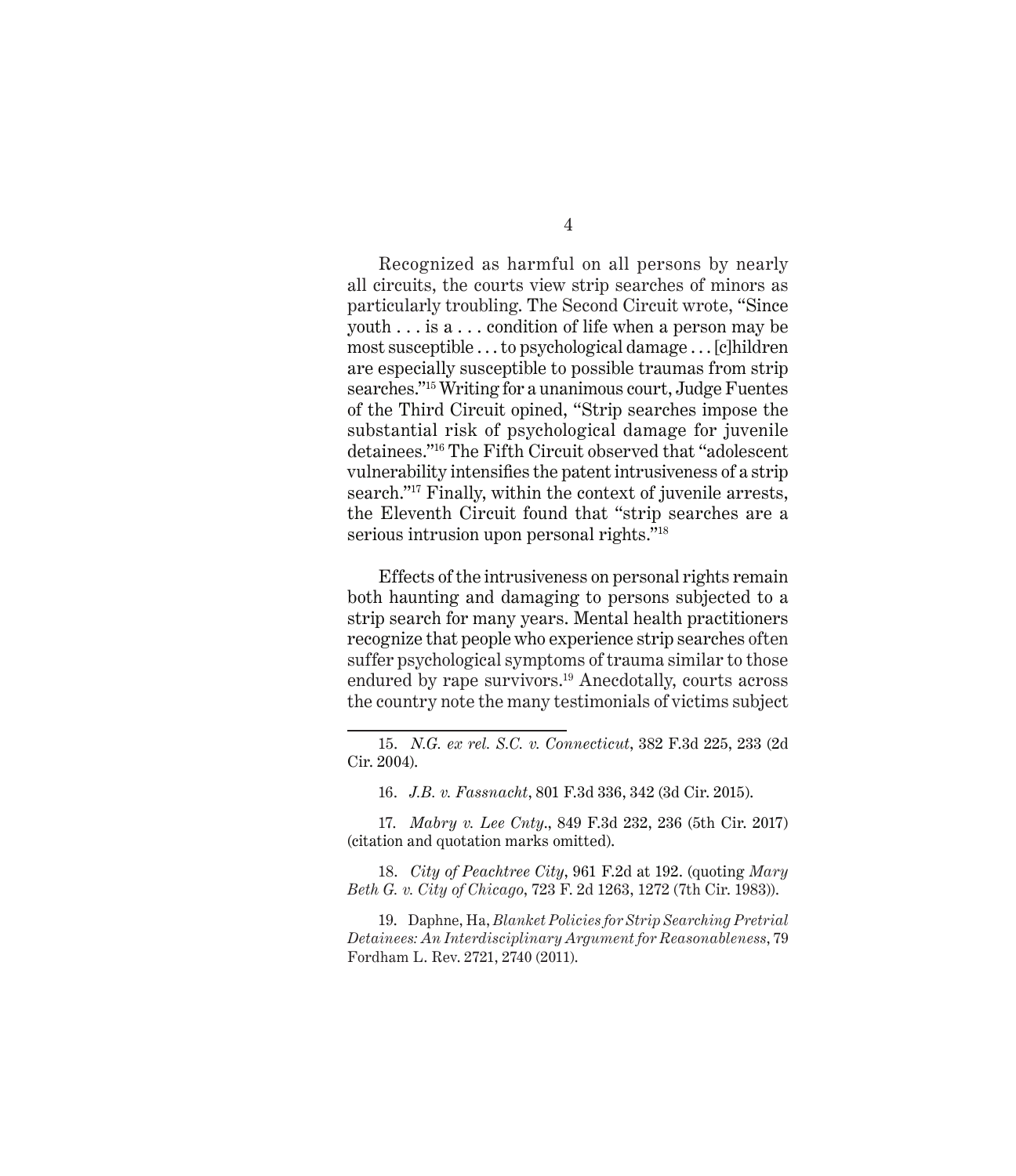Recognized as harmful on all persons by nearly all circuits, the courts view strip searches of minors as particularly troubling. The Second Circuit wrote, "Since youth . . . is a . . . condition of life when a person may be most susceptible . . . to psychological damage . . . [c]hildren are especially susceptible to possible traumas from strip searches."[15] Writing for a unanimous court, Judge Fuentes of the Third Circuit opined, "Strip searches impose the substantial risk of psychological damage for juvenile detainees."[16] The Fifth Circuit observed that "adolescent vulnerability intensifies the patent intrusiveness of a strip search."[17] Finally, within the context of juvenile arrests, the Eleventh Circuit found that "strip searches are a serious intrusion upon personal rights."[18]

Effects of the intrusiveness on personal rights remain both haunting and damaging to persons subjected to a strip search for many years. Mental health practitioners recognize that people who experience strip searches often suffer psychological symptoms of trauma similar to those endured by rape survivors.[19] Anecdotally, courts across the country note the many testimonials of victims subject

---

15. *N.G. ex rel. S.C. v. Connecticut*, 382 F.3d 225, 233 (2d Cir. 2004).

16. *J.B. v. Fassnacht*, 801 F.3d 336, 342 (3d Cir. 2015).

17. *Mabry v. Lee Cnty.*, 849 F.3d 232, 236 (5th Cir. 2017) (citation and quotation marks omitted).

18. *City of Peachtree City*, 961 F.2d at 192. (quoting *Mary Beth G. v. City of Chicago*, 723 F. 2d 1263, 1272 (7th Cir. 1983)).

19. Daphne, Ha, *Blanket Policies for Strip Searching Pretrial Detainees: An Interdisciplinary Argument for Reasonableness*, 79 Fordham L. Rev. 2721, 2740 (2011).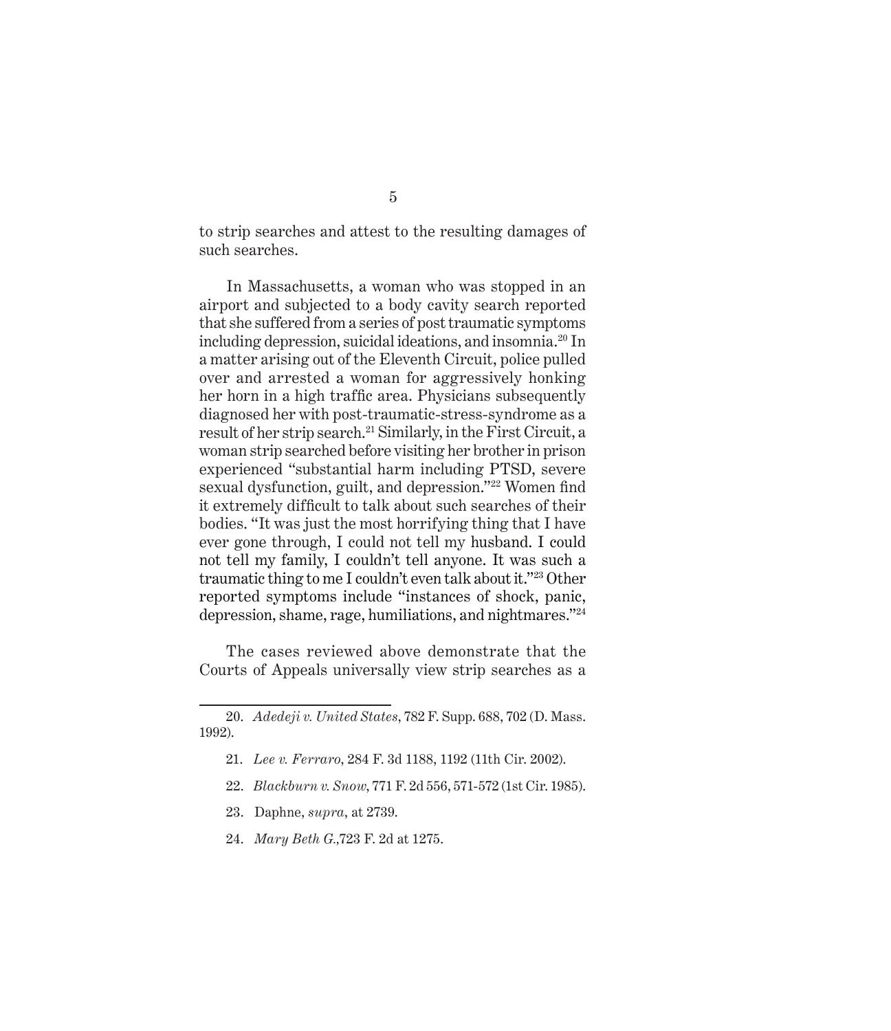to strip searches and attest to the resulting damages of such searches.

In Massachusetts, a woman who was stopped in an airport and subjected to a body cavity search reported that she suffered from a series of post traumatic symptoms including depression, suicidal ideations, and insomnia.[20] In a matter arising out of the Eleventh Circuit, police pulled over and arrested a woman for aggressively honking her horn in a high traffic area. Physicians subsequently diagnosed her with post-traumatic-stress-syndrome as a result of her strip search.[21] Similarly, in the First Circuit, a woman strip searched before visiting her brother in prison experienced "substantial harm including PTSD, severe sexual dysfunction, guilt, and depression."[22] Women find it extremely difficult to talk about such searches of their bodies. "It was just the most horrifying thing that I have ever gone through, I could not tell my husband. I could not tell my family, I couldn't tell anyone. It was such a traumatic thing to me I couldn't even talk about it."[23] Other reported symptoms include "instances of shock, panic, depression, shame, rage, humiliations, and nightmares."[24]

The cases reviewed above demonstrate that the Courts of Appeals universally view strip searches as a

---

20. *Adedeji v. United States*, 782 F. Supp. 688, 702 (D. Mass. 1992).

21. *Lee v. Ferraro*, 284 F. 3d 1188, 1192 (11th Cir. 2002).

22. *Blackburn v. Snow*, 771 F. 2d 556, 571-572 (1st Cir. 1985).

23. Daphne, *supra*, at 2739.

24. *Mary Beth G.*,723 F. 2d at 1275.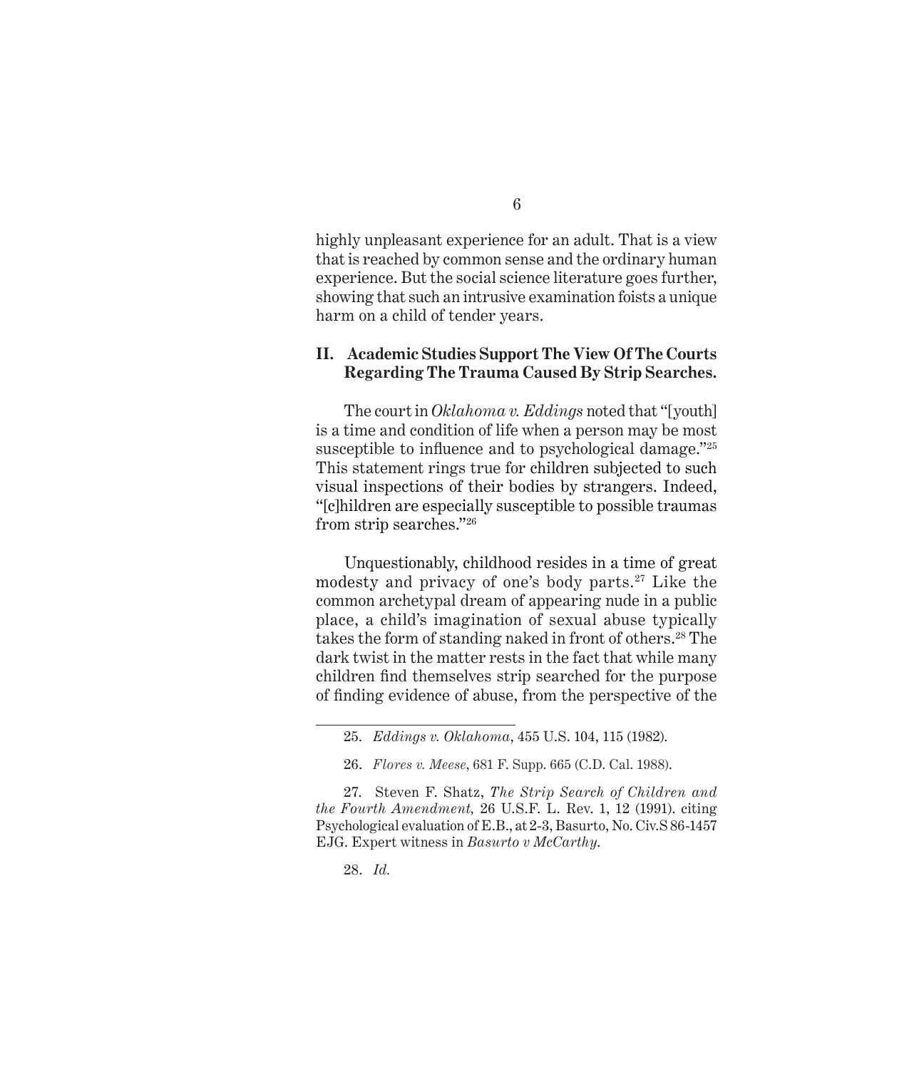highly unpleasant experience for an adult. That is a view that is reached by common sense and the ordinary human experience. But the social science literature goes further, showing that such an intrusive examination foists a unique harm on a child of tender years.

## II. Academic Studies Support The View Of The Courts Regarding The Trauma Caused By Strip Searches.

The court in *Oklahoma v. Eddings* noted that "[youth] is a time and condition of life when a person may be most susceptible to influence and to psychological damage."[25] This statement rings true for children subjected to such visual inspections of their bodies by strangers. Indeed, "[c]hildren are especially susceptible to possible traumas from strip searches."[26]

Unquestionably, childhood resides in a time of great modesty and privacy of one's body parts.[27] Like the common archetypal dream of appearing nude in a public place, a child's imagination of sexual abuse typically takes the form of standing naked in front of others.[28] The dark twist in the matter rests in the fact that while many children find themselves strip searched for the purpose of finding evidence of abuse, from the perspective of the

---

25. *Eddings v. Oklahoma*, 455 U.S. 104, 115 (1982).

26. *Flores v. Meese*, 681 F. Supp. 665 (C.D. Cal. 1988).

27. Steven F. Shatz, *The Strip Search of Children and the Fourth Amendment,* 26 U.S.F. L. Rev. 1, 12 (1991). citing Psychological evaluation of E.B., at 2-3, Basurto, No. Civ.S 86-1457 EJG. Expert witness in *Basurto v McCarthy.*

28. *Id.*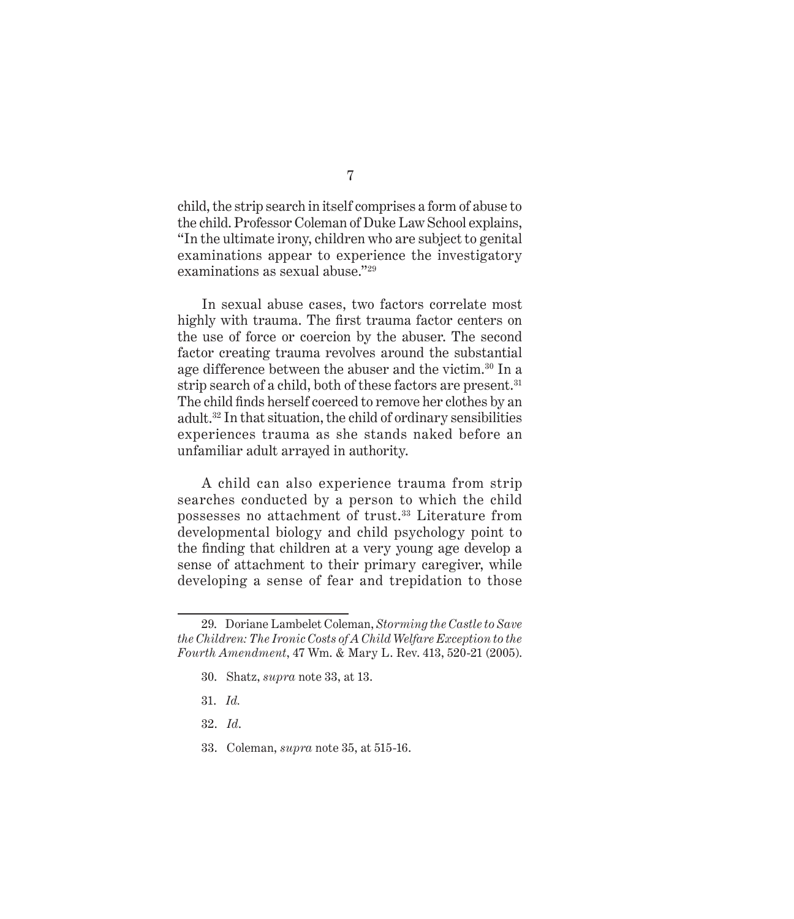child, the strip search in itself comprises a form of abuse to the child. Professor Coleman of Duke Law School explains, "In the ultimate irony, children who are subject to genital examinations appear to experience the investigatory examinations as sexual abuse."[29]

In sexual abuse cases, two factors correlate most highly with trauma. The first trauma factor centers on the use of force or coercion by the abuser. The second factor creating trauma revolves around the substantial age difference between the abuser and the victim.[30] In a strip search of a child, both of these factors are present.[31] The child finds herself coerced to remove her clothes by an adult.[32] In that situation, the child of ordinary sensibilities experiences trauma as she stands naked before an unfamiliar adult arrayed in authority.

A child can also experience trauma from strip searches conducted by a person to which the child possesses no attachment of trust.[33] Literature from developmental biology and child psychology point to the finding that children at a very young age develop a sense of attachment to their primary caregiver, while developing a sense of fear and trepidation to those

---

29. Doriane Lambelet Coleman, *Storming the Castle to Save the Children: The Ironic Costs of A Child Welfare Exception to the Fourth Amendment*, 47 Wm. & Mary L. Rev. 413, 520-21 (2005).

30. Shatz, *supra* note 33, at 13.

31. *Id.*

32. *Id*.

33. Coleman, *supra* note 35, at 515-16.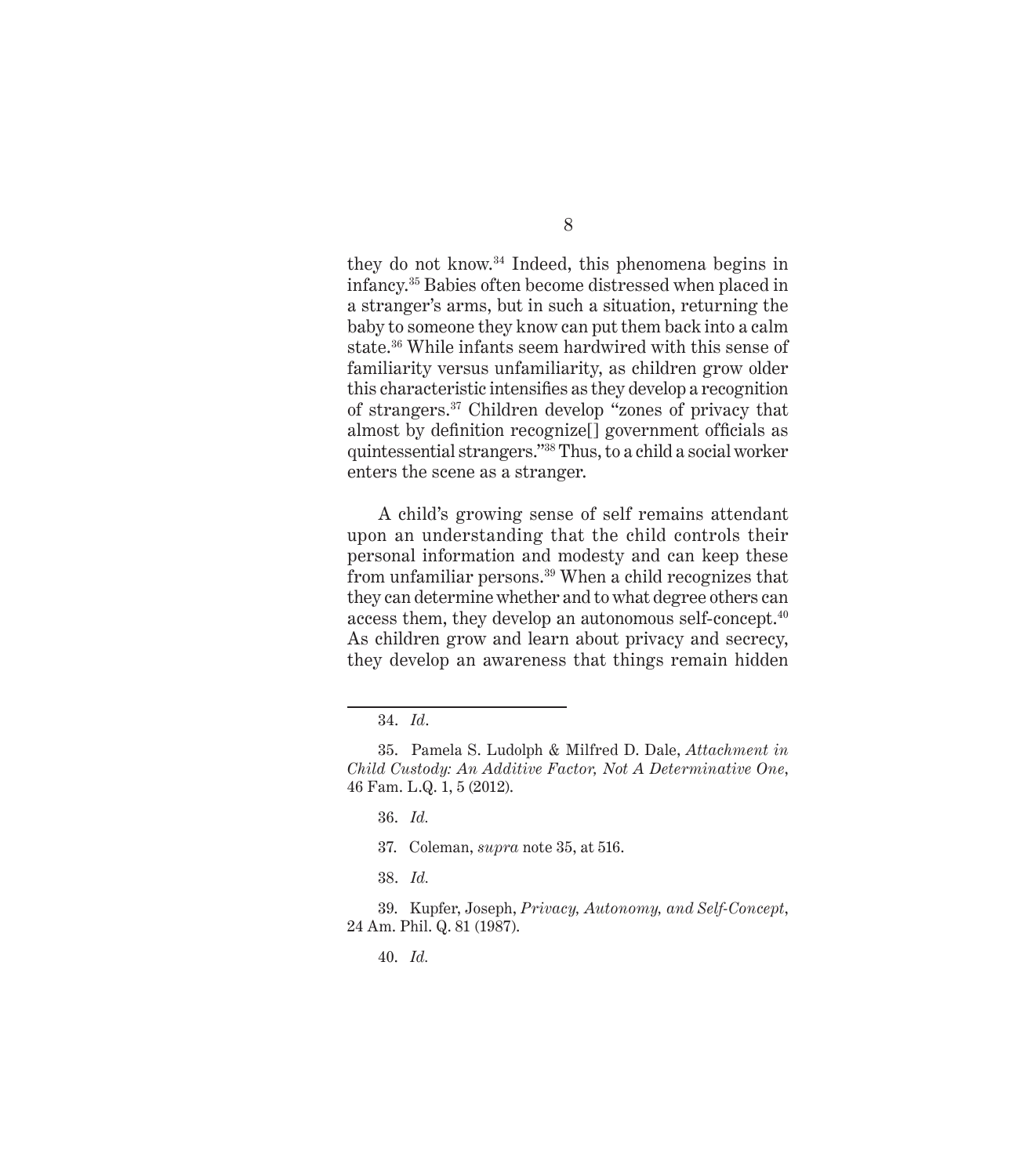they do not know.[34] Indeed, this phenomena begins in infancy.[35] Babies often become distressed when placed in a stranger's arms, but in such a situation, returning the baby to someone they know can put them back into a calm state.[36] While infants seem hardwired with this sense of familiarity versus unfamiliarity, as children grow older this characteristic intensifies as they develop a recognition of strangers.[37] Children develop "zones of privacy that almost by definition recognize[] government officials as quintessential strangers."[38] Thus, to a child a social worker enters the scene as a stranger.

A child's growing sense of self remains attendant upon an understanding that the child controls their personal information and modesty and can keep these from unfamiliar persons.[39] When a child recognizes that they can determine whether and to what degree others can access them, they develop an autonomous self-concept.[40] As children grow and learn about privacy and secrecy, they develop an awareness that things remain hidden

---

34. *Id.*

35. Pamela S. Ludolph & Milfred D. Dale, *Attachment in Child Custody: An Additive Factor, Not A Determinative One*, 46 Fam. L.Q. 1, 5 (2012).

36. *Id.*

37. Coleman, *supra* note 35, at 516.

38. *Id.*

39. Kupfer, Joseph, *Privacy, Autonomy, and Self-Concept*, 24 Am. Phil. Q. 81 (1987).

40. *Id.*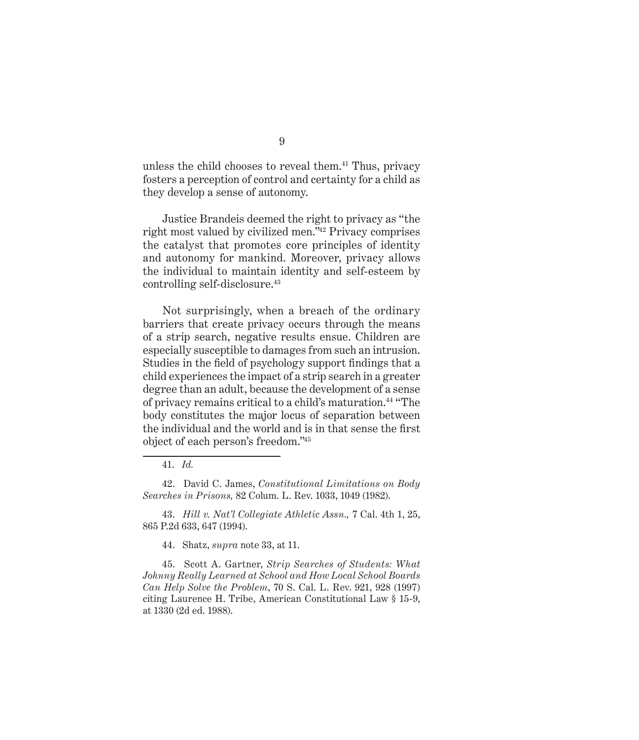unless the child chooses to reveal them.[41] Thus, privacy fosters a perception of control and certainty for a child as they develop a sense of autonomy.

Justice Brandeis deemed the right to privacy as "the right most valued by civilized men."[42] Privacy comprises the catalyst that promotes core principles of identity and autonomy for mankind. Moreover, privacy allows the individual to maintain identity and self-esteem by controlling self-disclosure.[43]

Not surprisingly, when a breach of the ordinary barriers that create privacy occurs through the means of a strip search, negative results ensue. Children are especially susceptible to damages from such an intrusion. Studies in the field of psychology support findings that a child experiences the impact of a strip search in a greater degree than an adult, because the development of a sense of privacy remains critical to a child's maturation.[44] "The body constitutes the major locus of separation between the individual and the world and is in that sense the first object of each person's freedom."[45]

---

41. *Id.*

42. David C. James, *Constitutional Limitations on Body Searches in Prisons,* 82 Colum. L. Rev. 1033, 1049 (1982).

43. *Hill v. Nat'l Collegiate Athletic Assn.,* 7 Cal. 4th 1, 25, 865 P.2d 633, 647 (1994).

44. Shatz, *supra* note 33, at 11.

45. Scott A. Gartner, *Strip Searches of Students: What Johnny Really Learned at School and How Local School Boards Can Help Solve the Problem*, 70 S. Cal. L. Rev. 921, 928 (1997) citing Laurence H. Tribe, American Constitutional Law § 15-9, at 1330 (2d ed. 1988).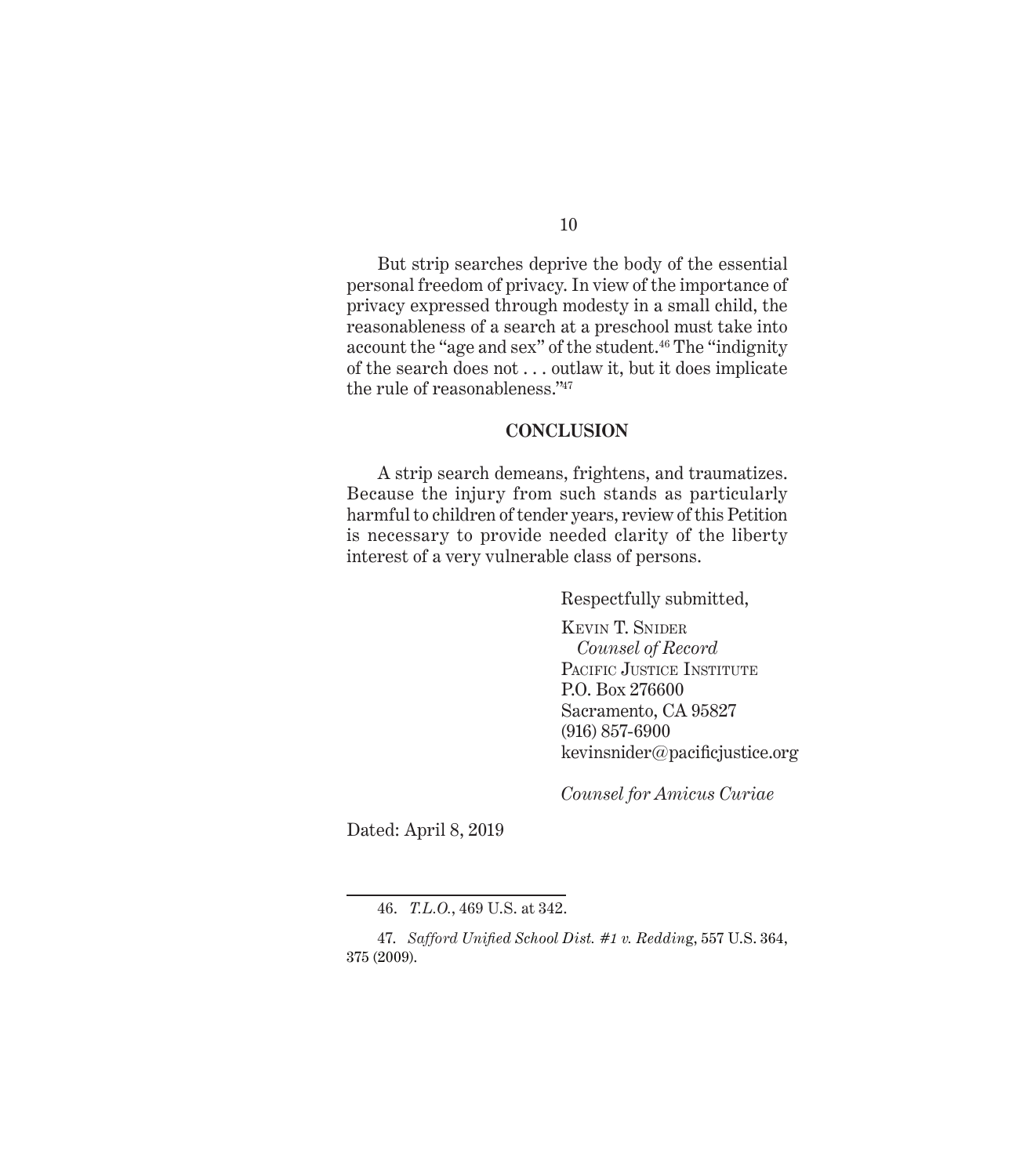But strip searches deprive the body of the essential personal freedom of privacy. In view of the importance of privacy expressed through modesty in a small child, the reasonableness of a search at a preschool must take into account the "age and sex" of the student.[46] The "indignity of the search does not . . . outlaw it, but it does implicate the rule of reasonableness."[47]

## CONCLUSION

A strip search demeans, frightens, and traumatizes. Because the injury from such stands as particularly harmful to children of tender years, review of this Petition is necessary to provide needed clarity of the liberty interest of a very vulnerable class of persons.

Respectfully submitted,

Kevin T. Snider
*Counsel of Record*
Pacific Justice Institute
P.O. Box 276600
Sacramento, CA 95827
(916) 857-6900
kevinsnider@pacificjustice.org

*Counsel for Amicus Curiae*

Dated: April 8, 2019

---

46. *T.L.O.*, 469 U.S. at 342.

47. *Safford Unified School Dist. #1 v. Redding*, 557 U.S. 364, 375 (2009).